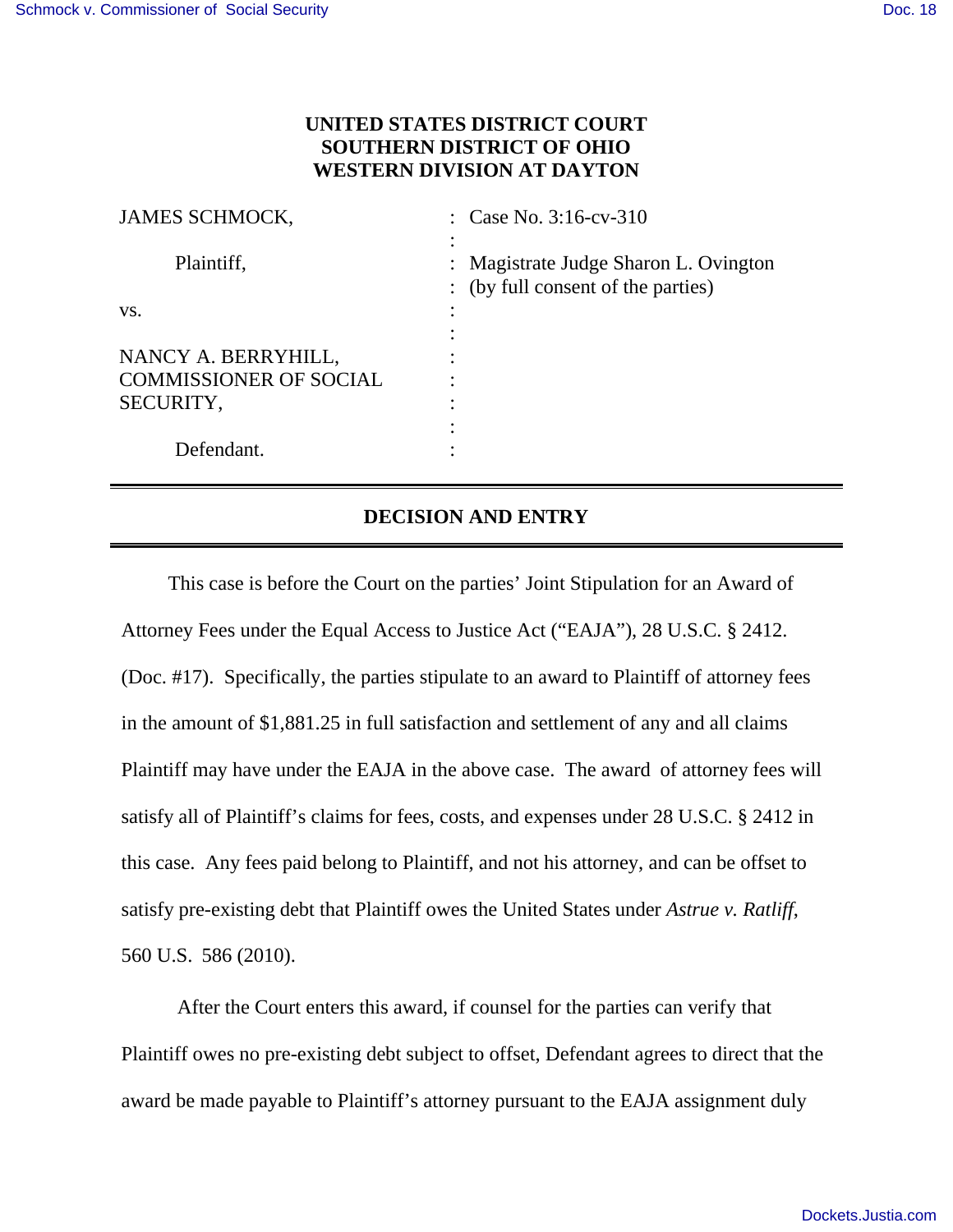**UNITED STATES DISTRICT COURT**
**SOUTHERN DISTRICT OF OHIO**
**WESTERN DIVISION AT DAYTON**

| | | |
|---|---|---|
| JAMES SCHMOCK, | : | Case No. 3:16-cv-310 |
| | : | |
| Plaintiff, | : | Magistrate Judge Sharon L. Ovington |
| | : | (by full consent of the parties) |
| vs. | : | |
| | : | |
| NANCY A. BERRYHILL, | : | |
| COMMISSIONER OF SOCIAL | : | |
| SECURITY, | : | |
| | : | |
| Defendant. | : | |

## DECISION AND ENTRY

This case is before the Court on the parties' Joint Stipulation for an Award of Attorney Fees under the Equal Access to Justice Act ("EAJA"), 28 U.S.C. § 2412. (Doc. #17). Specifically, the parties stipulate to an award to Plaintiff of attorney fees in the amount of $1,881.25 in full satisfaction and settlement of any and all claims Plaintiff may have under the EAJA in the above case. The award of attorney fees will satisfy all of Plaintiff's claims for fees, costs, and expenses under 28 U.S.C. § 2412 in this case. Any fees paid belong to Plaintiff, and not his attorney, and can be offset to satisfy pre-existing debt that Plaintiff owes the United States under *Astrue v. Ratliff*, 560 U.S. 586 (2010).

After the Court enters this award, if counsel for the parties can verify that Plaintiff owes no pre-existing debt subject to offset, Defendant agrees to direct that the award be made payable to Plaintiff's attorney pursuant to the EAJA assignment duly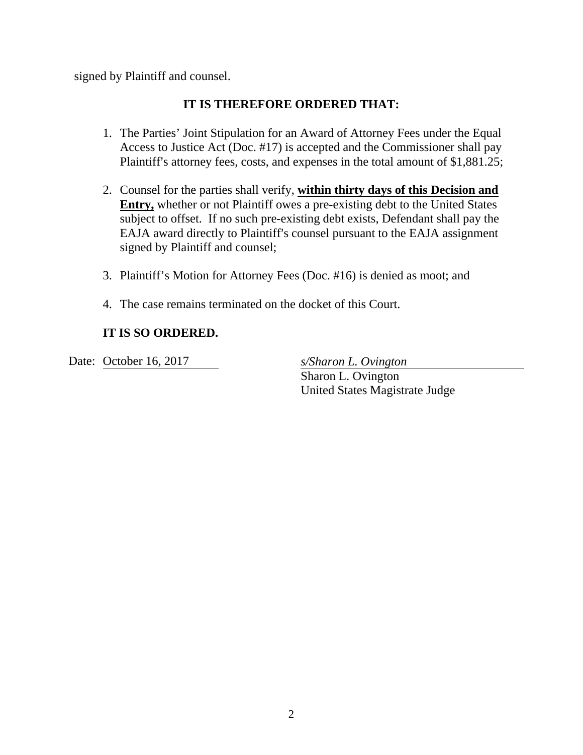signed by Plaintiff and counsel.

**IT IS THEREFORE ORDERED THAT:**

1. The Parties' Joint Stipulation for an Award of Attorney Fees under the Equal Access to Justice Act (Doc. #17) is accepted and the Commissioner shall pay Plaintiff's attorney fees, costs, and expenses in the total amount of $1,881.25;

2. Counsel for the parties shall verify, **within thirty days of this Decision and Entry,** whether or not Plaintiff owes a pre-existing debt to the United States subject to offset. If no such pre-existing debt exists, Defendant shall pay the EAJA award directly to Plaintiff's counsel pursuant to the EAJA assignment signed by Plaintiff and counsel;

3. Plaintiff's Motion for Attorney Fees (Doc. #16) is denied as moot; and

4. The case remains terminated on the docket of this Court.

**IT IS SO ORDERED.**

Date: October 16, 2017

*s/Sharon L. Ovington*
Sharon L. Ovington
United States Magistrate Judge